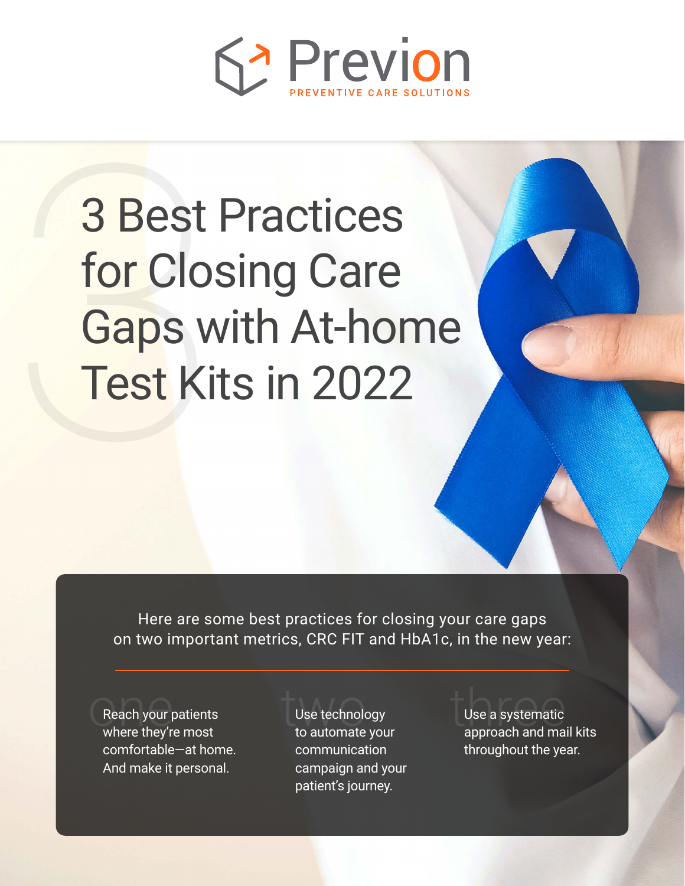Previon

PREVENTIVE CARE SOLUTIONS

# 3 Best Practices for Closing Care Gaps with At-home Test Kits in 2022

Here are some best practices for closing your care gaps on two important metrics, CRC FIT and HbA1c, in the new year:

**one**
Reach your patients where they're most comfortable—at home. And make it personal.

**two**
Use technology to automate your communication campaign and your patient's journey.

**three**
Use a systematic approach and mail kits throughout the year.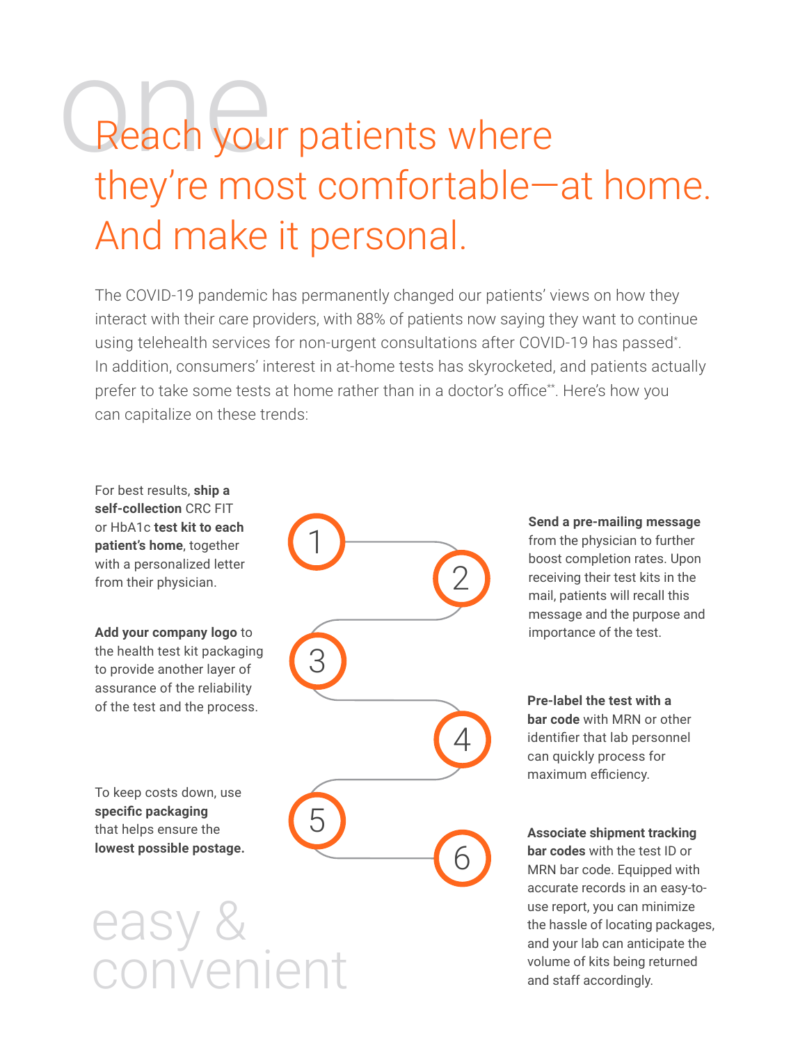one

# Reach your patients where they're most comfortable—at home. And make it personal.

The COVID-19 pandemic has permanently changed our patients' views on how they interact with their care providers, with 88% of patients now saying they want to continue using telehealth services for non-urgent consultations after COVID-19 has passed*. In addition, consumers' interest in at-home tests has skyrocketed, and patients actually prefer to take some tests at home rather than in a doctor's office**. Here's how you can capitalize on these trends:

1. For best results, **ship a self-collection** CRC FIT or HbA1c **test kit to each patient's home**, together with a personalized letter from their physician.

2. **Send a pre-mailing message** from the physician to further boost completion rates. Upon receiving their test kits in the mail, patients will recall this message and the purpose and importance of the test.

3. **Add your company logo** to the health test kit packaging to provide another layer of assurance of the reliability of the test and the process.

4. **Pre-label the test with a bar code** with MRN or other identifier that lab personnel can quickly process for maximum efficiency.

5. To keep costs down, use **specific packaging** that helps ensure the **lowest possible postage.**

6. **Associate shipment tracking bar codes** with the test ID or MRN bar code. Equipped with accurate records in an easy-to-use report, you can minimize the hassle of locating packages, and your lab can anticipate the volume of kits being returned and staff accordingly.

easy & convenient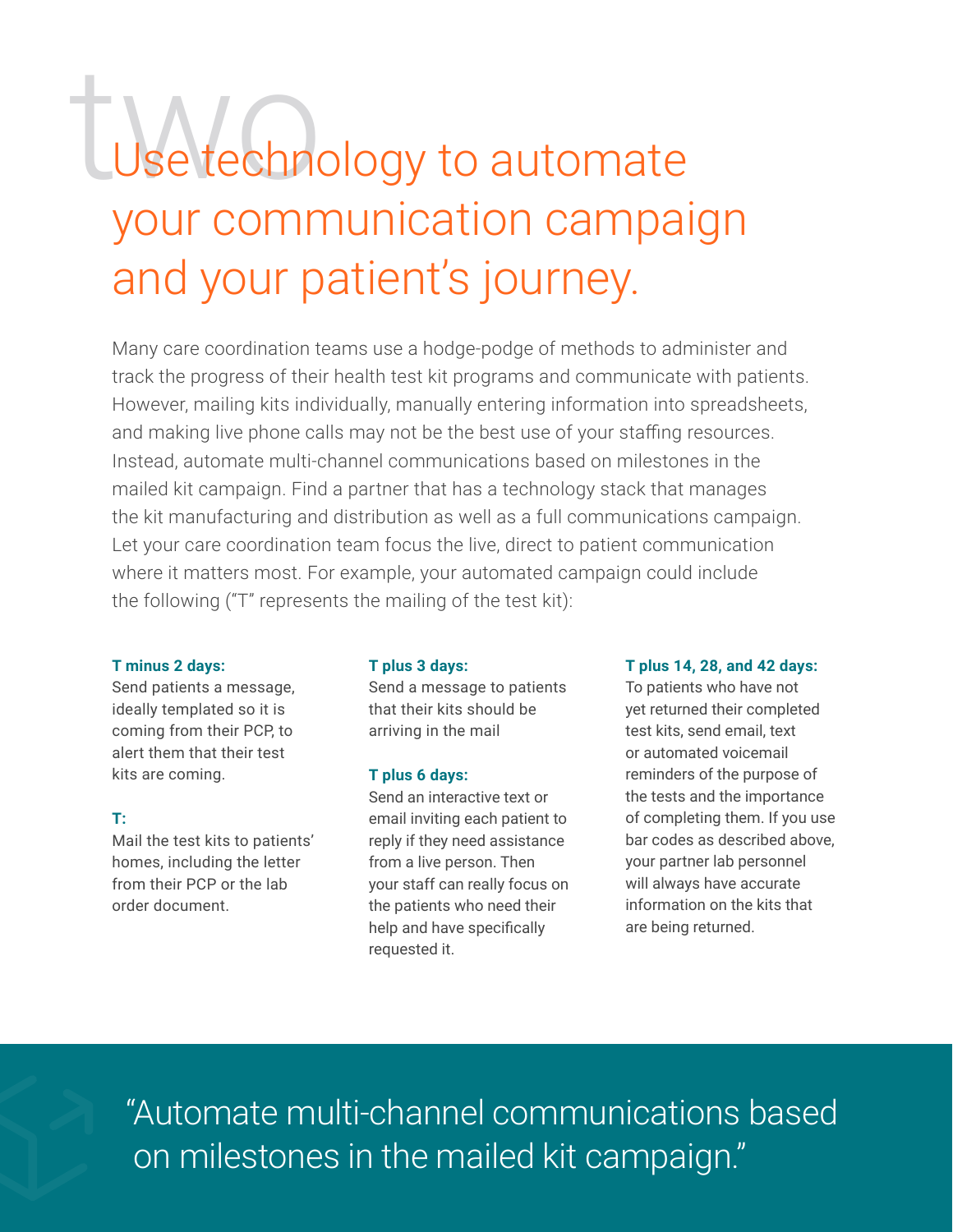# two

# Use technology to automate your communication campaign and your patient's journey.

Many care coordination teams use a hodge-podge of methods to administer and track the progress of their health test kit programs and communicate with patients. However, mailing kits individually, manually entering information into spreadsheets, and making live phone calls may not be the best use of your staffing resources. Instead, automate multi-channel communications based on milestones in the mailed kit campaign. Find a partner that has a technology stack that manages the kit manufacturing and distribution as well as a full communications campaign. Let your care coordination team focus the live, direct to patient communication where it matters most. For example, your automated campaign could include the following ("T" represents the mailing of the test kit):

**T minus 2 days:**
Send patients a message, ideally templated so it is coming from their PCP, to alert them that their test kits are coming.

**T:**
Mail the test kits to patients' homes, including the letter from their PCP or the lab order document.

**T plus 3 days:**
Send a message to patients that their kits should be arriving in the mail

**T plus 6 days:**
Send an interactive text or email inviting each patient to reply if they need assistance from a live person. Then your staff can really focus on the patients who need their help and have specifically requested it.

**T plus 14, 28, and 42 days:**
To patients who have not yet returned their completed test kits, send email, text or automated voicemail reminders of the purpose of the tests and the importance of completing them. If you use bar codes as described above, your partner lab personnel will always have accurate information on the kits that are being returned.

> "Automate multi-channel communications based on milestones in the mailed kit campaign."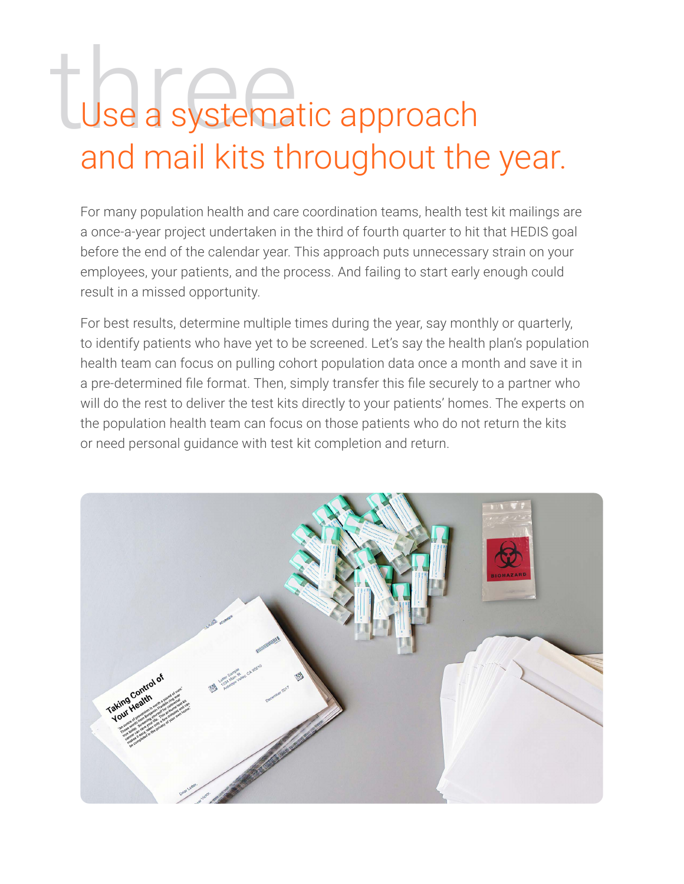# three

# Use a systematic approach and mail kits throughout the year.

For many population health and care coordination teams, health test kit mailings are a once-a-year project undertaken in the third of fourth quarter to hit that HEDIS goal before the end of the calendar year. This approach puts unnecessary strain on your employees, your patients, and the process. And failing to start early enough could result in a missed opportunity.

For best results, determine multiple times during the year, say monthly or quarterly, to identify patients who have yet to be screened. Let's say the health plan's population health team can focus on pulling cohort population data once a month and save it in a pre-determined file format. Then, simply transfer this file securely to a partner who will do the rest to deliver the test kits directly to your patients' homes. The experts on the population health team can focus on those patients who do not return the kits or need personal guidance with test kit completion and return.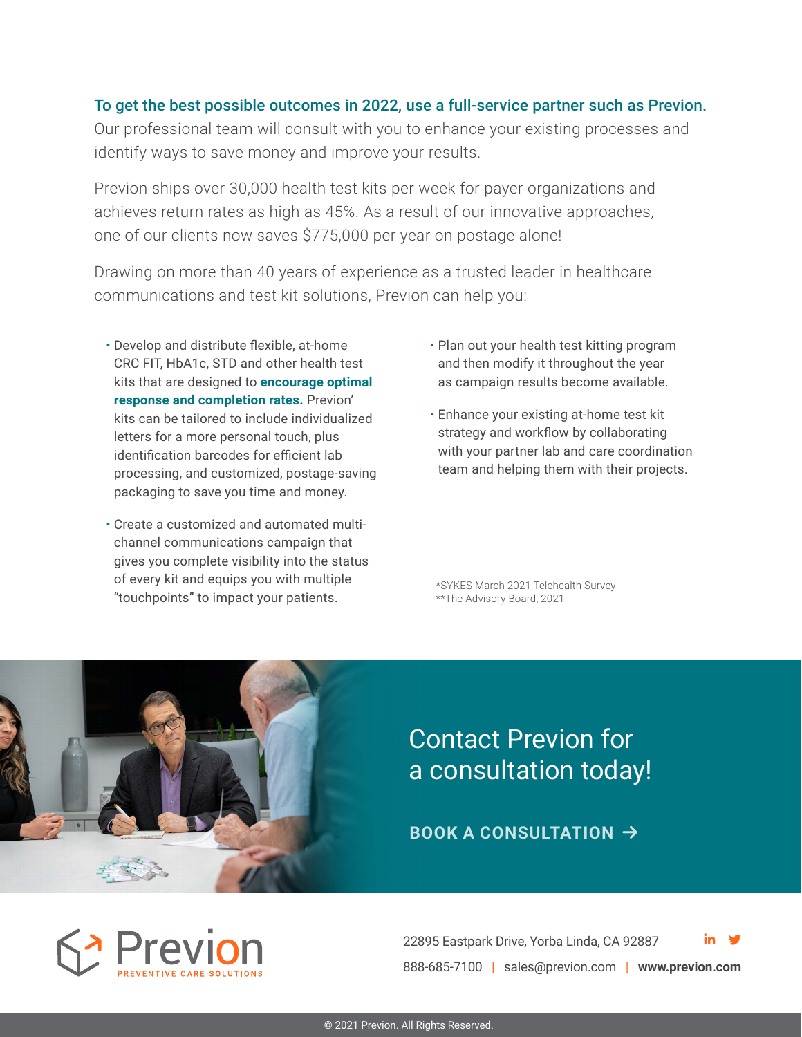**To get the best possible outcomes in 2022, use a full-service partner such as Previon.** Our professional team will consult with you to enhance your existing processes and identify ways to save money and improve your results.

Previon ships over 30,000 health test kits per week for payer organizations and achieves return rates as high as 45%. As a result of our innovative approaches, one of our clients now saves $775,000 per year on postage alone!

Drawing on more than 40 years of experience as a trusted leader in healthcare communications and test kit solutions, Previon can help you:

- Develop and distribute flexible, at-home CRC FIT, HbA1c, STD and other health test kits that are designed to **encourage optimal response and completion rates.** Previon' kits can be tailored to include individualized letters for a more personal touch, plus identification barcodes for efficient lab processing, and customized, postage-saving packaging to save you time and money.
- Create a customized and automated multi-channel communications campaign that gives you complete visibility into the status of every kit and equips you with multiple "touchpoints" to impact your patients.
- Plan out your health test kitting program and then modify it throughout the year as campaign results become available.
- Enhance your existing at-home test kit strategy and workflow by collaborating with your partner lab and care coordination team and helping them with their projects.

*SYKES March 2021 Telehealth Survey
**The Advisory Board, 2021

## Contact Previon for a consultation today!

**BOOK A CONSULTATION →**

Previon
PREVENTIVE CARE SOLUTIONS

22895 Eastpark Drive, Yorba Linda, CA 92887

888-685-7100 | sales@previon.com | **www.previon.com**

© 2021 Previon. All Rights Reserved.